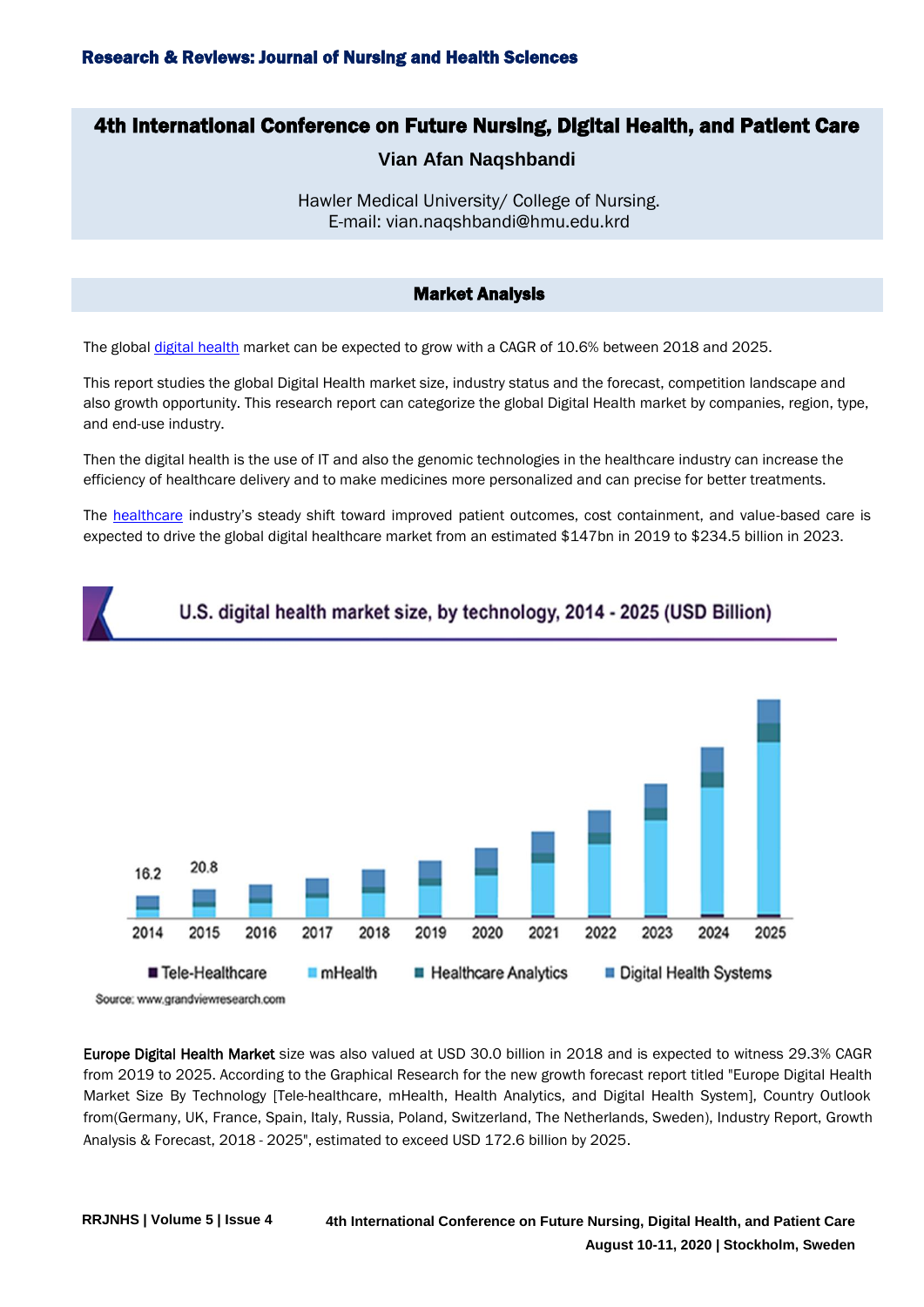# 4th International Conference on Future Nursing, Digital Health, and Patient Care

**Vian Afan Naqshbandi**

Hawler Medical University/ College of Nursing.
E-mail: vian.naqshbandi@hmu.edu.krd

## Market Analysis

The global digital health market can be expected to grow with a CAGR of 10.6% between 2018 and 2025.

This report studies the global Digital Health market size, industry status and the forecast, competition landscape and also growth opportunity. This research report can categorize the global Digital Health market by companies, region, type, and end-use industry.

Then the digital health is the use of IT and also the genomic technologies in the healthcare industry can increase the efficiency of healthcare delivery and to make medicines more personalized and can precise for better treatments.

The healthcare industry's steady shift toward improved patient outcomes, cost containment, and value-based care is expected to drive the global digital healthcare market from an estimated $147bn in 2019 to $234.5 billion in 2023.

U.S. digital health market size, by technology, 2014 - 2025 (USD Billion)

16.2 (2014), 20.8 (2015)

2014 2015 2016 2017 2018 2019 2020 2021 2022 2023 2024 2025

Tele-Healthcare, mHealth, Healthcare Analytics, Digital Health Systems

Source: www.grandviewresearch.com

**Europe Digital Health Market** size was also valued at USD 30.0 billion in 2018 and is expected to witness 29.3% CAGR from 2019 to 2025. According to the Graphical Research for the new growth forecast report titled "Europe Digital Health Market Size By Technology [Tele-healthcare, mHealth, Health Analytics, and Digital Health System], Country Outlook from(Germany, UK, France, Spain, Italy, Russia, Poland, Switzerland, The Netherlands, Sweden), Industry Report, Growth Analysis & Forecast, 2018 - 2025", estimated to exceed USD 172.6 billion by 2025.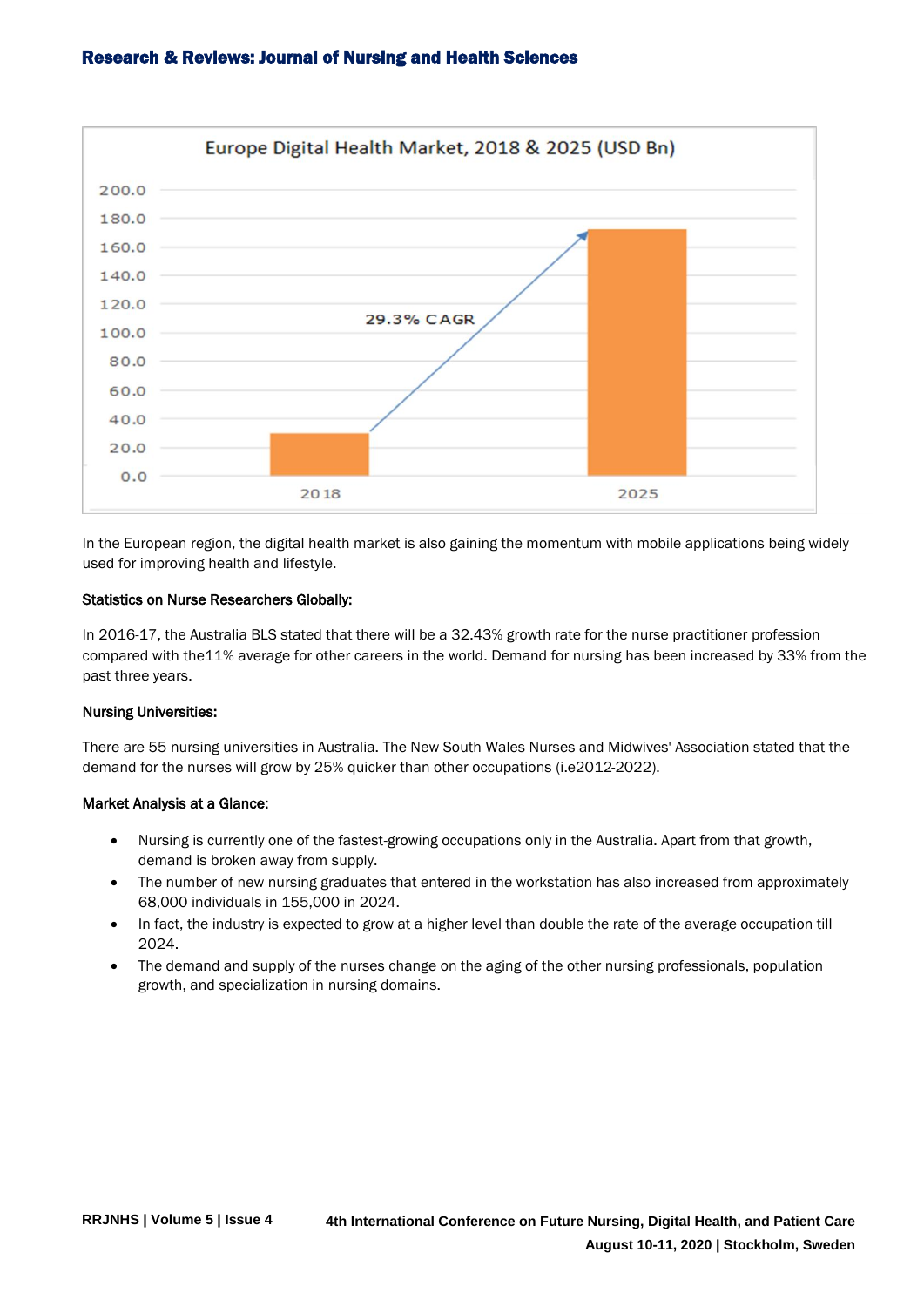Europe Digital Health Market, 2018 & 2025 (USD Bn)

200.0
180.0
160.0
140.0
120.0
100.0
80.0
60.0
40.0
20.0
0.0

29.3% CAGR

2018
2025

In the European region, the digital health market is also gaining the momentum with mobile applications being widely used for improving health and lifestyle.

**Statistics on Nurse Researchers Globally:**

In 2016-17, the Australia BLS stated that there will be a 32.43% growth rate for the nurse practitioner profession compared with the11% average for other careers in the world. Demand for nursing has been increased by 33% from the past three years.

**Nursing Universities:**

There are 55 nursing universities in Australia. The New South Wales Nurses and Midwives' Association stated that the demand for the nurses will grow by 25% quicker than other occupations (i.e2012-2022).

**Market Analysis at a Glance:**

- Nursing is currently one of the fastest-growing occupations only in the Australia. Apart from that growth, demand is broken away from supply.
- The number of new nursing graduates that entered in the workstation has also increased from approximately 68,000 individuals in 155,000 in 2024.
- In fact, the industry is expected to grow at a higher level than double the rate of the average occupation till 2024.
- The demand and supply of the nurses change on the aging of the other nursing professionals, population growth, and specialization in nursing domains.